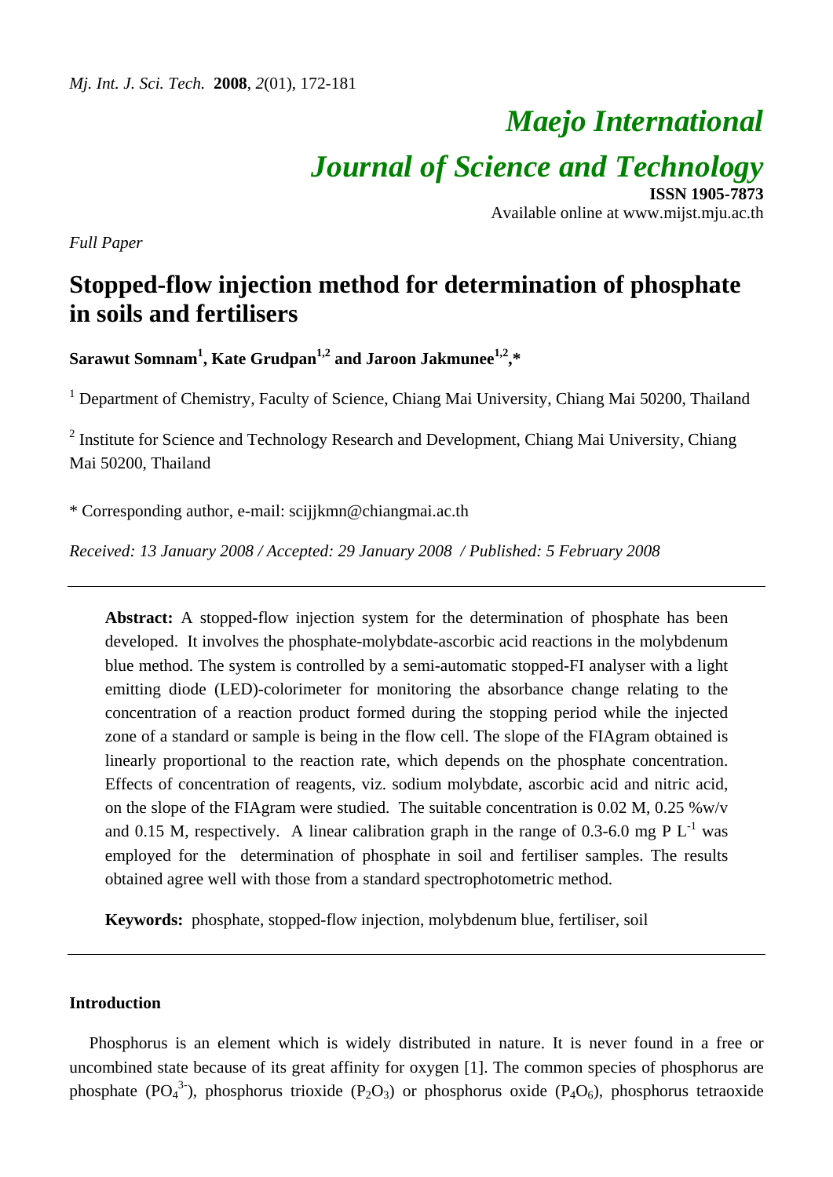# Maejo International Journal of Science and Technology

**ISSN 1905-7873**
Available online at www.mijst.mju.ac.th

*Full Paper*

## Stopped-flow injection method for determination of phosphate in soils and fertilisers

**Sarawut Somnam[1], Kate Grudpan[1,2] and Jaroon Jakmunee[1,2,*]**

[1] Department of Chemistry, Faculty of Science, Chiang Mai University, Chiang Mai 50200, Thailand

[2] Institute for Science and Technology Research and Development, Chiang Mai University, Chiang Mai 50200, Thailand

\* Corresponding author, e-mail: scijjkmn@chiangmai.ac.th

*Received: 13 January 2008 / Accepted: 29 January 2008 / Published: 5 February 2008*

---

**Abstract:** A stopped-flow injection system for the determination of phosphate has been developed. It involves the phosphate-molybdate-ascorbic acid reactions in the molybdenum blue method. The system is controlled by a semi-automatic stopped-FI analyser with a light emitting diode (LED)-colorimeter for monitoring the absorbance change relating to the concentration of a reaction product formed during the stopping period while the injected zone of a standard or sample is being in the flow cell. The slope of the FIAgram obtained is linearly proportional to the reaction rate, which depends on the phosphate concentration. Effects of concentration of reagents, viz. sodium molybdate, ascorbic acid and nitric acid, on the slope of the FIAgram were studied. The suitable concentration is 0.02 M, 0.25 %w/v and 0.15 M, respectively. A linear calibration graph in the range of 0.3-6.0 mg P $L^{-1}$ was employed for the determination of phosphate in soil and fertiliser samples. The results obtained agree well with those from a standard spectrophotometric method.

**Keywords:** phosphate, stopped-flow injection, molybdenum blue, fertiliser, soil

---

### Introduction

Phosphorus is an element which is widely distributed in nature. It is never found in a free or uncombined state because of its great affinity for oxygen [1]. The common species of phosphorus are phosphate ($PO_4^{3-}$), phosphorus trioxide ($P_2O_3$) or phosphorus oxide ($P_4O_6$), phosphorus tetraoxide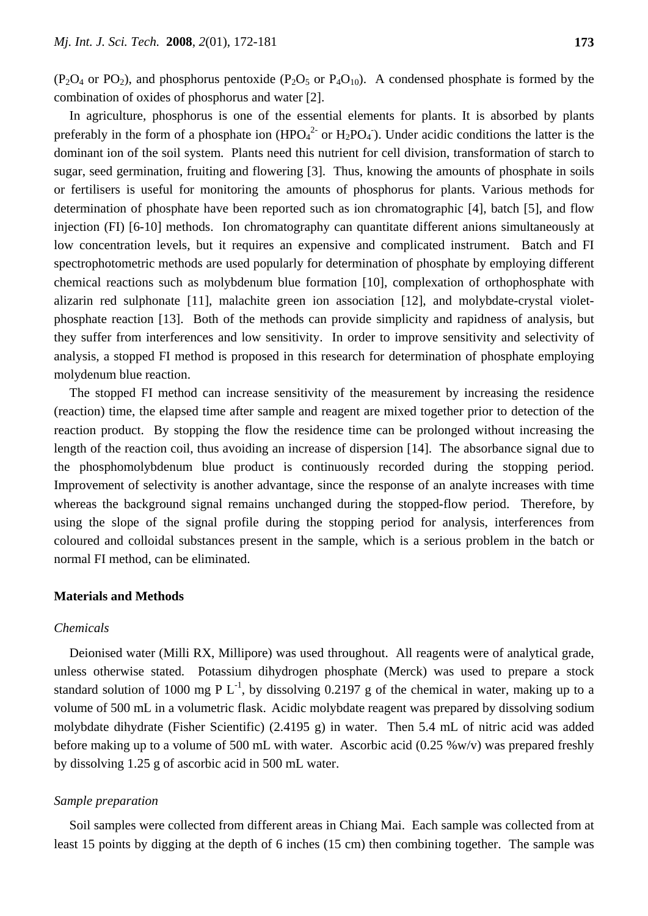($P_2O_4$ or $PO_2$), and phosphorus pentoxide ($P_2O_5$ or $P_4O_{10}$). A condensed phosphate is formed by the combination of oxides of phosphorus and water [2].

In agriculture, phosphorus is one of the essential elements for plants. It is absorbed by plants preferably in the form of a phosphate ion ($HPO_4^{2-}$ or $H_2PO_4^-$). Under acidic conditions the latter is the dominant ion of the soil system. Plants need this nutrient for cell division, transformation of starch to sugar, seed germination, fruiting and flowering [3]. Thus, knowing the amounts of phosphate in soils or fertilisers is useful for monitoring the amounts of phosphorus for plants. Various methods for determination of phosphate have been reported such as ion chromatographic [4], batch [5], and flow injection (FI) [6-10] methods. Ion chromatography can quantitate different anions simultaneously at low concentration levels, but it requires an expensive and complicated instrument. Batch and FI spectrophotometric methods are used popularly for determination of phosphate by employing different chemical reactions such as molybdenum blue formation [10], complexation of orthophosphate with alizarin red sulphonate [11], malachite green ion association [12], and molybdate-crystal violet-phosphate reaction [13]. Both of the methods can provide simplicity and rapidness of analysis, but they suffer from interferences and low sensitivity. In order to improve sensitivity and selectivity of analysis, a stopped FI method is proposed in this research for determination of phosphate employing molydenum blue reaction.

The stopped FI method can increase sensitivity of the measurement by increasing the residence (reaction) time, the elapsed time after sample and reagent are mixed together prior to detection of the reaction product. By stopping the flow the residence time can be prolonged without increasing the length of the reaction coil, thus avoiding an increase of dispersion [14]. The absorbance signal due to the phosphomolybdenum blue product is continuously recorded during the stopping period. Improvement of selectivity is another advantage, since the response of an analyte increases with time whereas the background signal remains unchanged during the stopped-flow period. Therefore, by using the slope of the signal profile during the stopping period for analysis, interferences from coloured and colloidal substances present in the sample, which is a serious problem in the batch or normal FI method, can be eliminated.

## Materials and Methods

### *Chemicals*

Deionised water (Milli RX, Millipore) was used throughout. All reagents were of analytical grade, unless otherwise stated. Potassium dihydrogen phosphate (Merck) was used to prepare a stock standard solution of 1000 mg P $L^{-1}$, by dissolving 0.2197 g of the chemical in water, making up to a volume of 500 mL in a volumetric flask. Acidic molybdate reagent was prepared by dissolving sodium molybdate dihydrate (Fisher Scientific) (2.4195 g) in water. Then 5.4 mL of nitric acid was added before making up to a volume of 500 mL with water. Ascorbic acid (0.25 %w/v) was prepared freshly by dissolving 1.25 g of ascorbic acid in 500 mL water.

### *Sample preparation*

Soil samples were collected from different areas in Chiang Mai. Each sample was collected from at least 15 points by digging at the depth of 6 inches (15 cm) then combining together. The sample was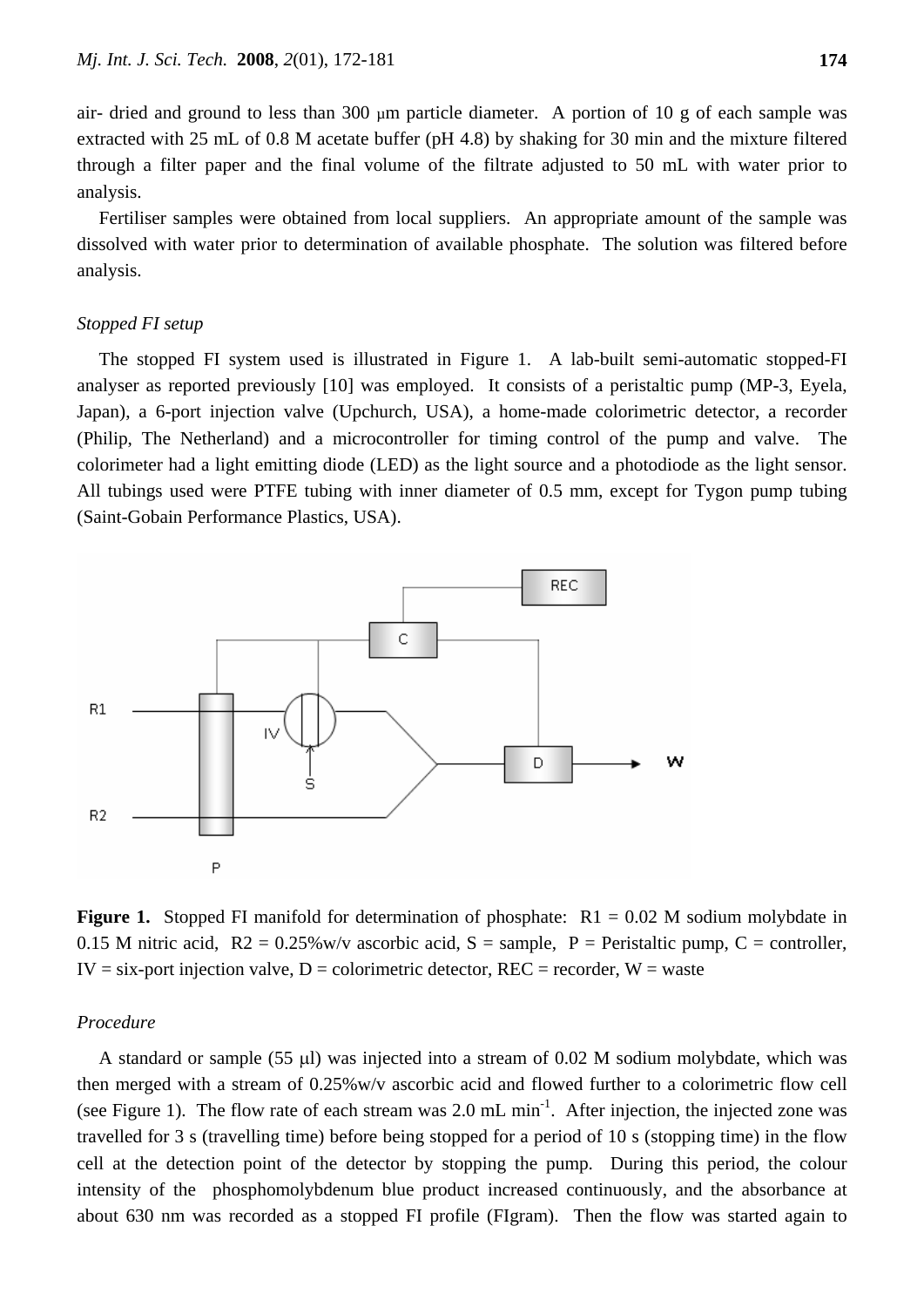air- dried and ground to less than 300 μm particle diameter. A portion of 10 g of each sample was extracted with 25 mL of 0.8 M acetate buffer (pH 4.8) by shaking for 30 min and the mixture filtered through a filter paper and the final volume of the filtrate adjusted to 50 mL with water prior to analysis.

Fertiliser samples were obtained from local suppliers. An appropriate amount of the sample was dissolved with water prior to determination of available phosphate. The solution was filtered before analysis.

*Stopped FI setup*

The stopped FI system used is illustrated in Figure 1. A lab-built semi-automatic stopped-FI analyser as reported previously [10] was employed. It consists of a peristaltic pump (MP-3, Eyela, Japan), a 6-port injection valve (Upchurch, USA), a home-made colorimetric detector, a recorder (Philip, The Netherland) and a microcontroller for timing control of the pump and valve. The colorimeter had a light emitting diode (LED) as the light source and a photodiode as the light sensor. All tubings used were PTFE tubing with inner diameter of 0.5 mm, except for Tygon pump tubing (Saint-Gobain Performance Plastics, USA).

REC
C
R1
IV
S
D
W
R2
P

**Figure 1.** Stopped FI manifold for determination of phosphate: R1 = 0.02 M sodium molybdate in 0.15 M nitric acid, R2 = 0.25%w/v ascorbic acid, S = sample, P = Peristaltic pump, C = controller, IV = six-port injection valve, D = colorimetric detector, REC = recorder, W = waste

*Procedure*

A standard or sample (55 μl) was injected into a stream of 0.02 M sodium molybdate, which was then merged with a stream of 0.25%w/v ascorbic acid and flowed further to a colorimetric flow cell (see Figure 1). The flow rate of each stream was 2.0 mL $min^{-1}$. After injection, the injected zone was travelled for 3 s (travelling time) before being stopped for a period of 10 s (stopping time) in the flow cell at the detection point of the detector by stopping the pump. During this period, the colour intensity of the phosphomolybdenum blue product increased continuously, and the absorbance at about 630 nm was recorded as a stopped FI profile (FIgram). Then the flow was started again to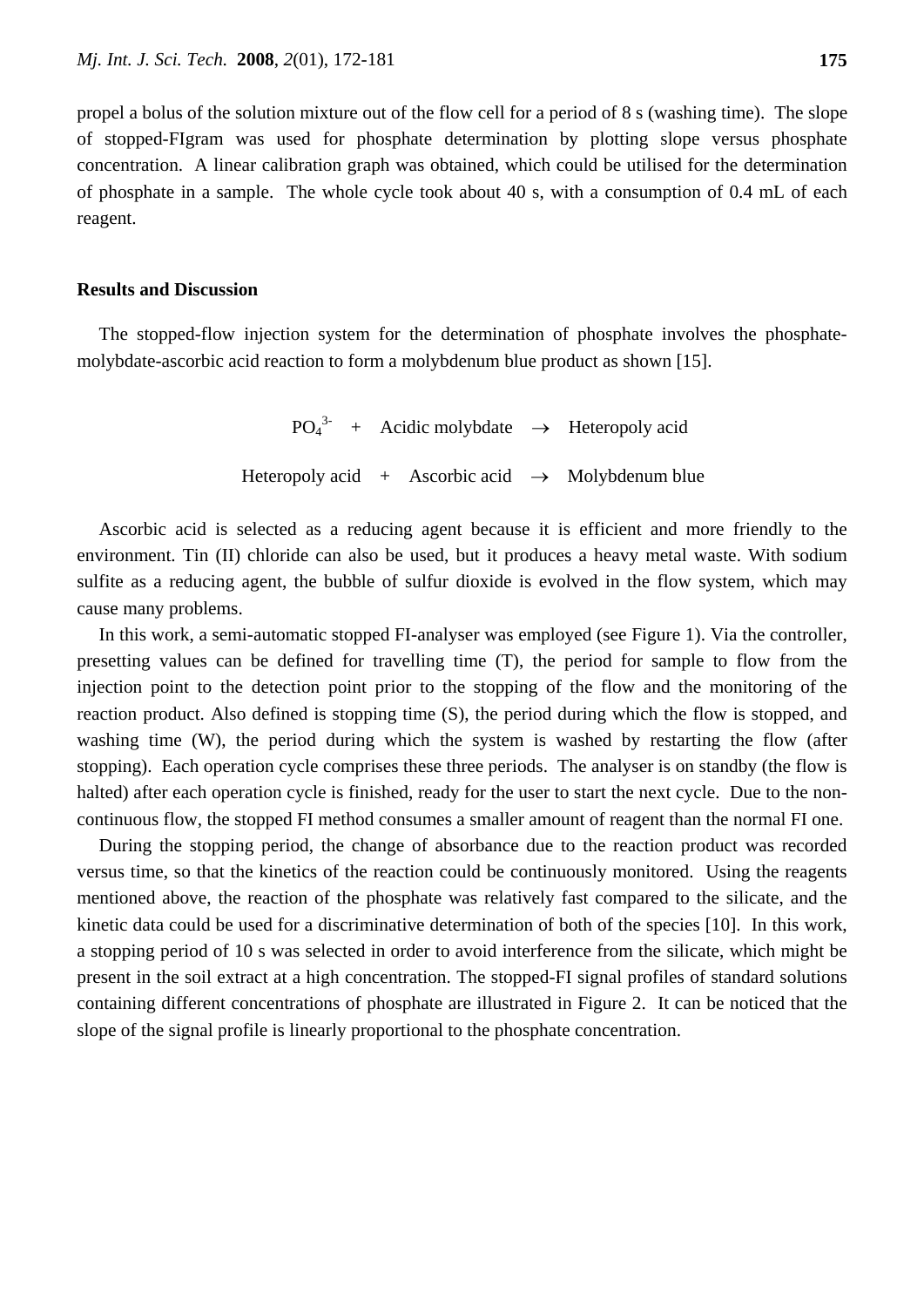propel a bolus of the solution mixture out of the flow cell for a period of 8 s (washing time). The slope of stopped-FIgram was used for phosphate determination by plotting slope versus phosphate concentration. A linear calibration graph was obtained, which could be utilised for the determination of phosphate in a sample. The whole cycle took about 40 s, with a consumption of 0.4 mL of each reagent.

## Results and Discussion

The stopped-flow injection system for the determination of phosphate involves the phosphate-molybdate-ascorbic acid reaction to form a molybdenum blue product as shown [15].

$$PO_4^{3-} \quad + \quad \text{Acidic molybdate} \quad \rightarrow \quad \text{Heteropoly acid}$$

$$\text{Heteropoly acid} \quad + \quad \text{Ascorbic acid} \quad \rightarrow \quad \text{Molybdenum blue}$$

Ascorbic acid is selected as a reducing agent because it is efficient and more friendly to the environment. Tin (II) chloride can also be used, but it produces a heavy metal waste. With sodium sulfite as a reducing agent, the bubble of sulfur dioxide is evolved in the flow system, which may cause many problems.

In this work, a semi-automatic stopped FI-analyser was employed (see Figure 1). Via the controller, presetting values can be defined for travelling time (T), the period for sample to flow from the injection point to the detection point prior to the stopping of the flow and the monitoring of the reaction product. Also defined is stopping time (S), the period during which the flow is stopped, and washing time (W), the period during which the system is washed by restarting the flow (after stopping). Each operation cycle comprises these three periods. The analyser is on standby (the flow is halted) after each operation cycle is finished, ready for the user to start the next cycle. Due to the non-continuous flow, the stopped FI method consumes a smaller amount of reagent than the normal FI one.

During the stopping period, the change of absorbance due to the reaction product was recorded versus time, so that the kinetics of the reaction could be continuously monitored. Using the reagents mentioned above, the reaction of the phosphate was relatively fast compared to the silicate, and the kinetic data could be used for a discriminative determination of both of the species [10]. In this work, a stopping period of 10 s was selected in order to avoid interference from the silicate, which might be present in the soil extract at a high concentration. The stopped-FI signal profiles of standard solutions containing different concentrations of phosphate are illustrated in Figure 2. It can be noticed that the slope of the signal profile is linearly proportional to the phosphate concentration.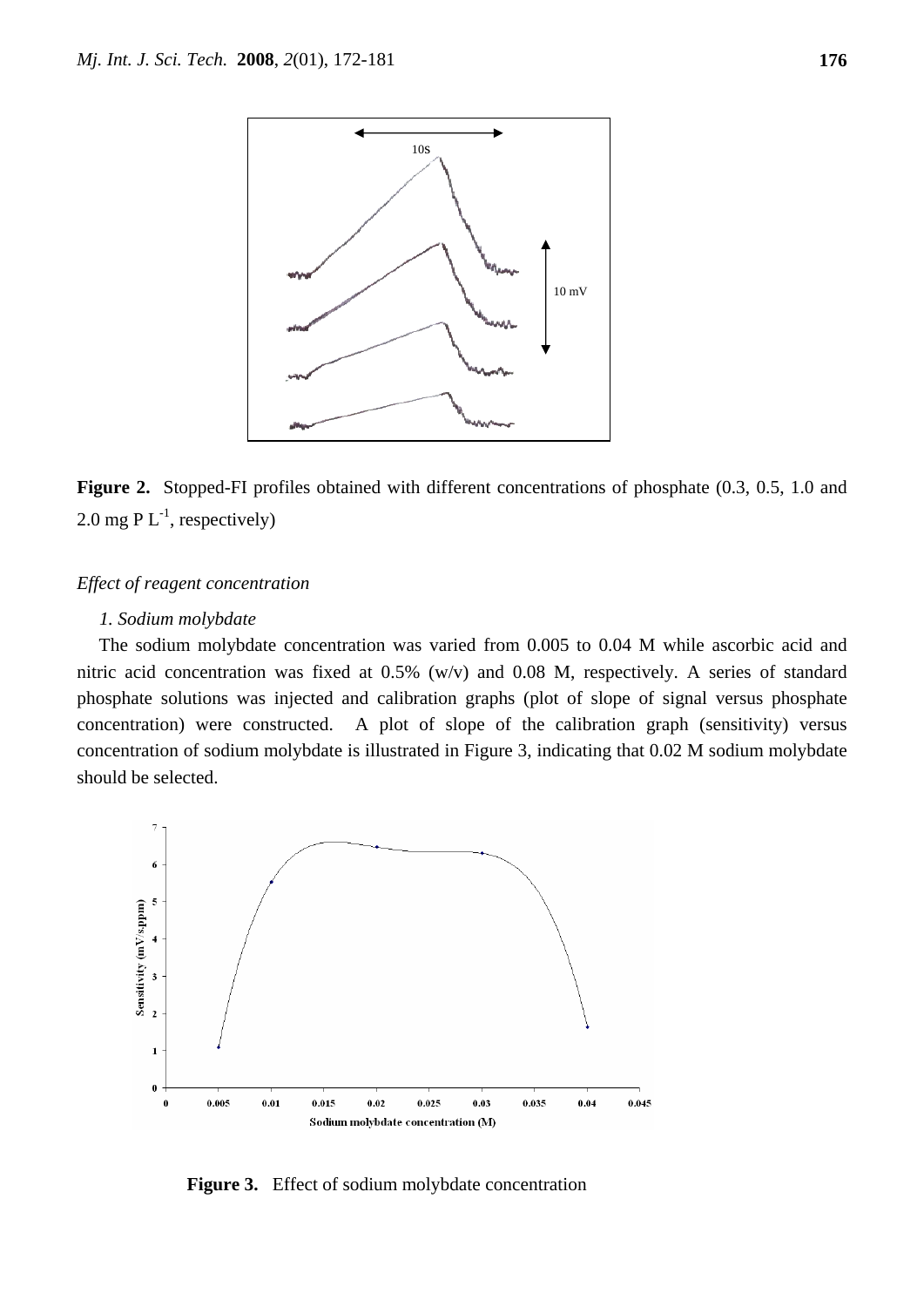10s

10 mV

**Figure 2.** Stopped-FI profiles obtained with different concentrations of phosphate (0.3, 0.5, 1.0 and 2.0 mg P $L^{-1}$, respectively)

*Effect of reagent concentration*

*1. Sodium molybdate*

The sodium molybdate concentration was varied from 0.005 to 0.04 M while ascorbic acid and nitric acid concentration was fixed at 0.5% (w/v) and 0.08 M, respectively. A series of standard phosphate solutions was injected and calibration graphs (plot of slope of signal versus phosphate concentration) were constructed. A plot of slope of the calibration graph (sensitivity) versus concentration of sodium molybdate is illustrated in Figure 3, indicating that 0.02 M sodium molybdate should be selected.

Sensitivity (mV/s.ppm)

7
6
5
4
3
2
1
0

0
0.005
0.01
0.015
0.02
0.025
0.03
0.035
0.04
0.045

Sodium molybdate concentration (M)

**Figure 3.** Effect of sodium molybdate concentration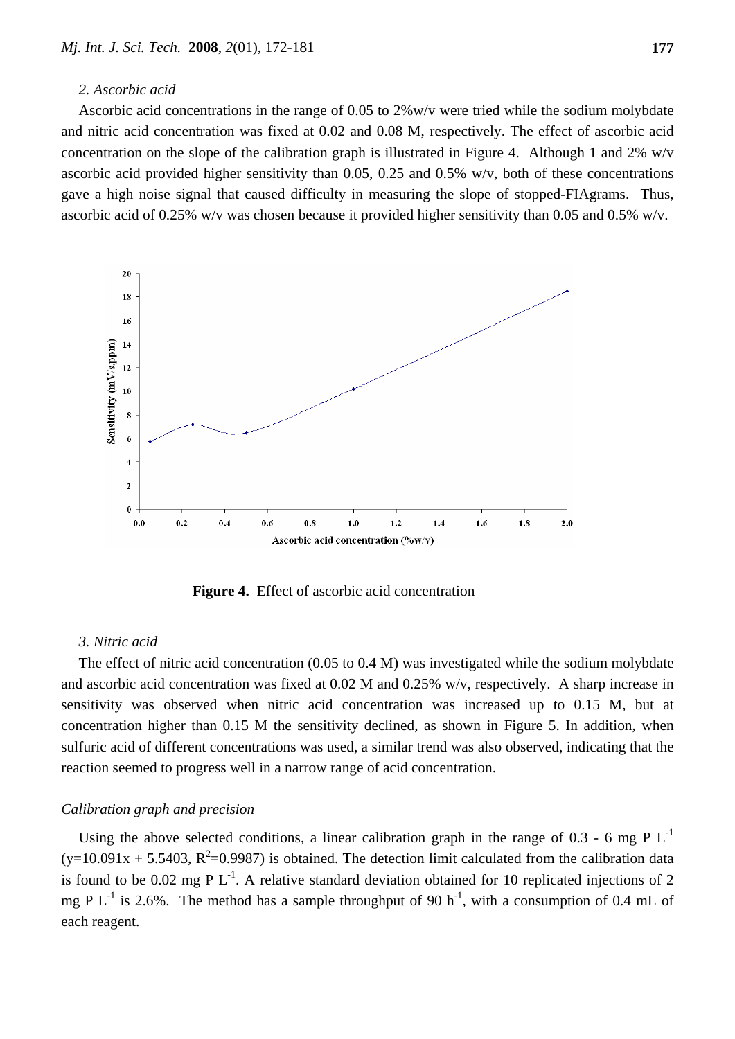*2. Ascorbic acid*

Ascorbic acid concentrations in the range of 0.05 to 2%w/v were tried while the sodium molybdate and nitric acid concentration was fixed at 0.02 and 0.08 M, respectively. The effect of ascorbic acid concentration on the slope of the calibration graph is illustrated in Figure 4. Although 1 and 2% w/v ascorbic acid provided higher sensitivity than 0.05, 0.25 and 0.5% w/v, both of these concentrations gave a high noise signal that caused difficulty in measuring the slope of stopped-FIAgrams. Thus, ascorbic acid of 0.25% w/v was chosen because it provided higher sensitivity than 0.05 and 0.5% w/v.

Sensitivity (mV/s.ppm)

0
2
4
6
8
10
12
14
16
18
20

0.0 0.2 0.4 0.6 0.8 1.0 1.2 1.4 1.6 1.8 2.0

Ascorbic acid concentration (%w/v)

**Figure 4.** Effect of ascorbic acid concentration

*3. Nitric acid*

The effect of nitric acid concentration (0.05 to 0.4 M) was investigated while the sodium molybdate and ascorbic acid concentration was fixed at 0.02 M and 0.25% w/v, respectively. A sharp increase in sensitivity was observed when nitric acid concentration was increased up to 0.15 M, but at concentration higher than 0.15 M the sensitivity declined, as shown in Figure 5. In addition, when sulfuric acid of different concentrations was used, a similar trend was also observed, indicating that the reaction seemed to progress well in a narrow range of acid concentration.

*Calibration graph and precision*

Using the above selected conditions, a linear calibration graph in the range of 0.3 - 6 mg P $L^{-1}$ ($y=10.091x + 5.5403$, $R^2=0.9987$) is obtained. The detection limit calculated from the calibration data is found to be 0.02 mg P $L^{-1}$. A relative standard deviation obtained for 10 replicated injections of 2 mg P $L^{-1}$ is 2.6%. The method has a sample throughput of 90 $h^{-1}$, with a consumption of 0.4 mL of each reagent.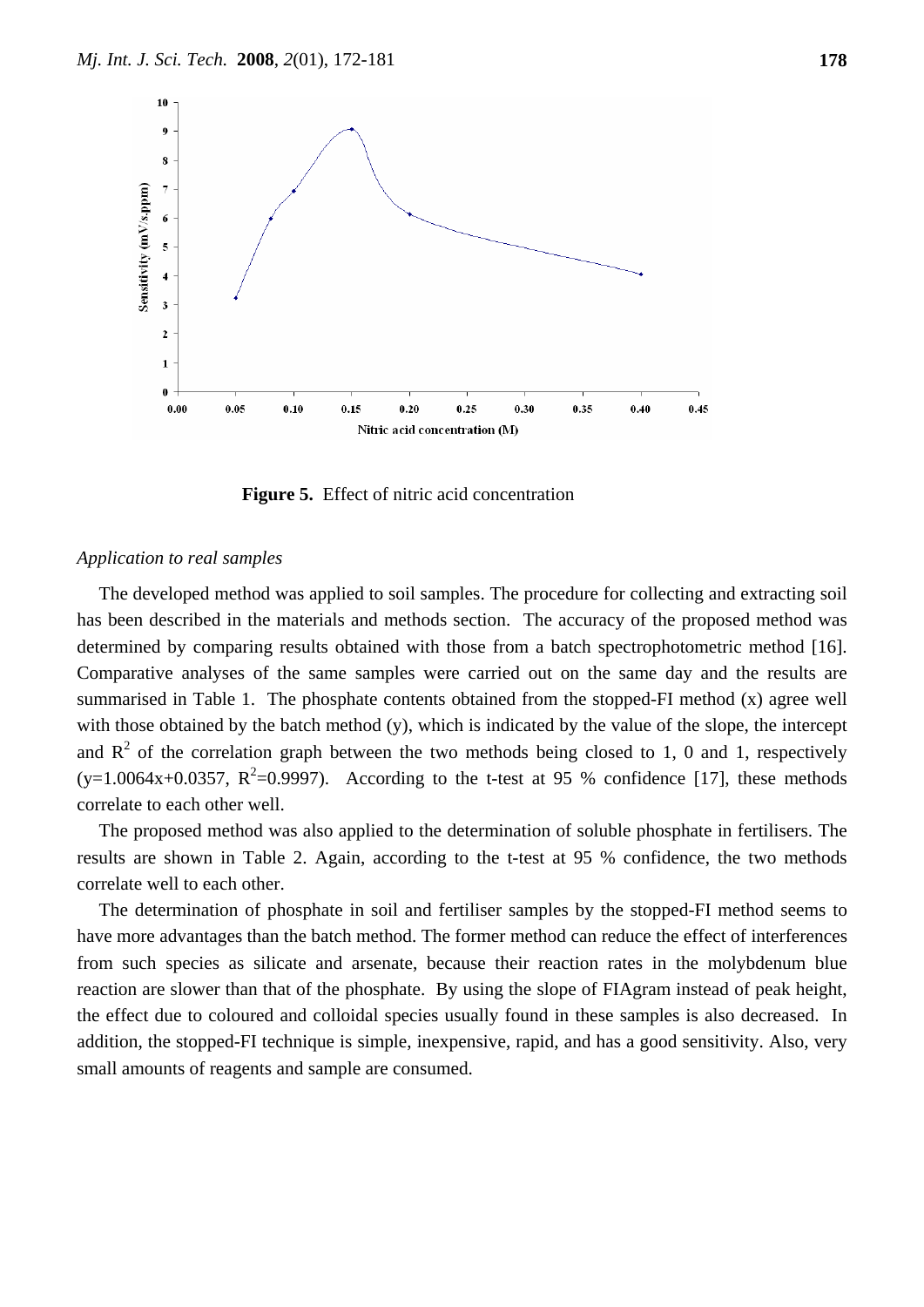10
9
8
7
6
5
4
3
2
1
0

Sensitivity (mV/s.ppm)

0.00 0.05 0.10 0.15 0.20 0.25 0.30 0.35 0.40 0.45

Nitric acid concentration (M)

**Figure 5.** Effect of nitric acid concentration

*Application to real samples*

The developed method was applied to soil samples. The procedure for collecting and extracting soil has been described in the materials and methods section. The accuracy of the proposed method was determined by comparing results obtained with those from a batch spectrophotometric method [16]. Comparative analyses of the same samples were carried out on the same day and the results are summarised in Table 1. The phosphate contents obtained from the stopped-FI method (x) agree well with those obtained by the batch method (y), which is indicated by the value of the slope, the intercept and $R^2$ of the correlation graph between the two methods being closed to 1, 0 and 1, respectively ($y=1.0064x+0.0357$, $R^2=0.9997$). According to the t-test at 95 % confidence [17], these methods correlate to each other well.

The proposed method was also applied to the determination of soluble phosphate in fertilisers. The results are shown in Table 2. Again, according to the t-test at 95 % confidence, the two methods correlate well to each other.

The determination of phosphate in soil and fertiliser samples by the stopped-FI method seems to have more advantages than the batch method. The former method can reduce the effect of interferences from such species as silicate and arsenate, because their reaction rates in the molybdenum blue reaction are slower than that of the phosphate. By using the slope of FIAgram instead of peak height, the effect due to coloured and colloidal species usually found in these samples is also decreased. In addition, the stopped-FI technique is simple, inexpensive, rapid, and has a good sensitivity. Also, very small amounts of reagents and sample are consumed.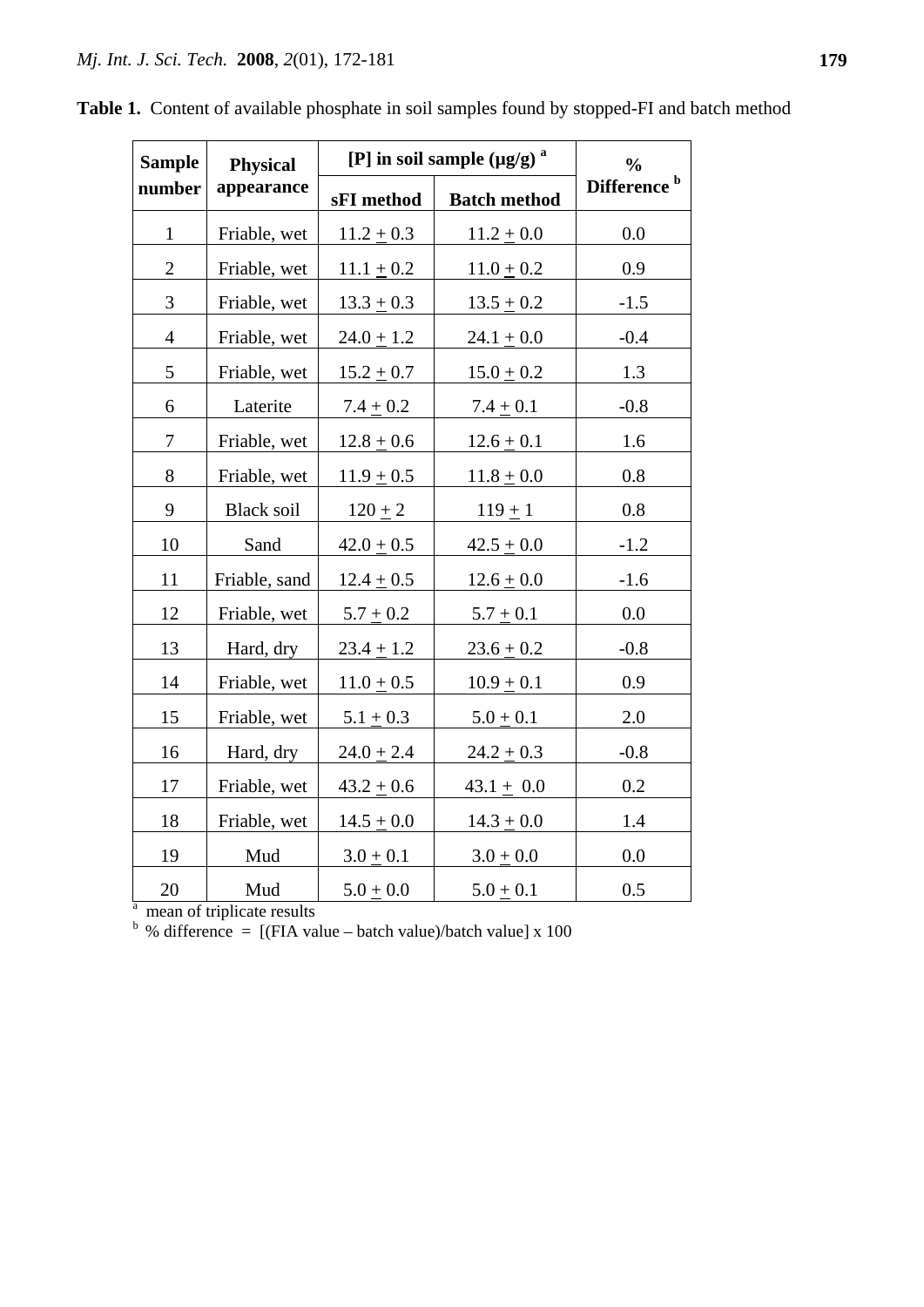**Table 1.** Content of available phosphate in soil samples found by stopped-FI and batch method

| Sample number | Physical appearance | [P] in soil sample (μg/g) [a] | | % Difference [b] |
|---|---|---|---|---|
| | | sFI method | Batch method | |
| 1 | Friable, wet | 11.2 ± 0.3 | 11.2 ± 0.0 | 0.0 |
| 2 | Friable, wet | 11.1 ± 0.2 | 11.0 ± 0.2 | 0.9 |
| 3 | Friable, wet | 13.3 ± 0.3 | 13.5 ± 0.2 | -1.5 |
| 4 | Friable, wet | 24.0 ± 1.2 | 24.1 ± 0.0 | -0.4 |
| 5 | Friable, wet | 15.2 ± 0.7 | 15.0 ± 0.2 | 1.3 |
| 6 | Laterite | 7.4 ± 0.2 | 7.4 ± 0.1 | -0.8 |
| 7 | Friable, wet | 12.8 ± 0.6 | 12.6 ± 0.1 | 1.6 |
| 8 | Friable, wet | 11.9 ± 0.5 | 11.8 ± 0.0 | 0.8 |
| 9 | Black soil | 120 ± 2 | 119 ± 1 | 0.8 |
| 10 | Sand | 42.0 ± 0.5 | 42.5 ± 0.0 | -1.2 |
| 11 | Friable, sand | 12.4 ± 0.5 | 12.6 ± 0.0 | -1.6 |
| 12 | Friable, wet | 5.7 ± 0.2 | 5.7 ± 0.1 | 0.0 |
| 13 | Hard, dry | 23.4 ± 1.2 | 23.6 ± 0.2 | -0.8 |
| 14 | Friable, wet | 11.0 ± 0.5 | 10.9 ± 0.1 | 0.9 |
| 15 | Friable, wet | 5.1 ± 0.3 | 5.0 ± 0.1 | 2.0 |
| 16 | Hard, dry | 24.0 ± 2.4 | 24.2 ± 0.3 | -0.8 |
| 17 | Friable, wet | 43.2 ± 0.6 | 43.1 ± 0.0 | 0.2 |
| 18 | Friable, wet | 14.5 ± 0.0 | 14.3 ± 0.0 | 1.4 |
| 19 | Mud | 3.0 ± 0.1 | 3.0 ± 0.0 | 0.0 |
| 20 | Mud | 5.0 ± 0.0 | 5.0 ± 0.1 | 0.5 |

[a] mean of triplicate results

[b] % difference = [(FIA value – batch value)/batch value] x 100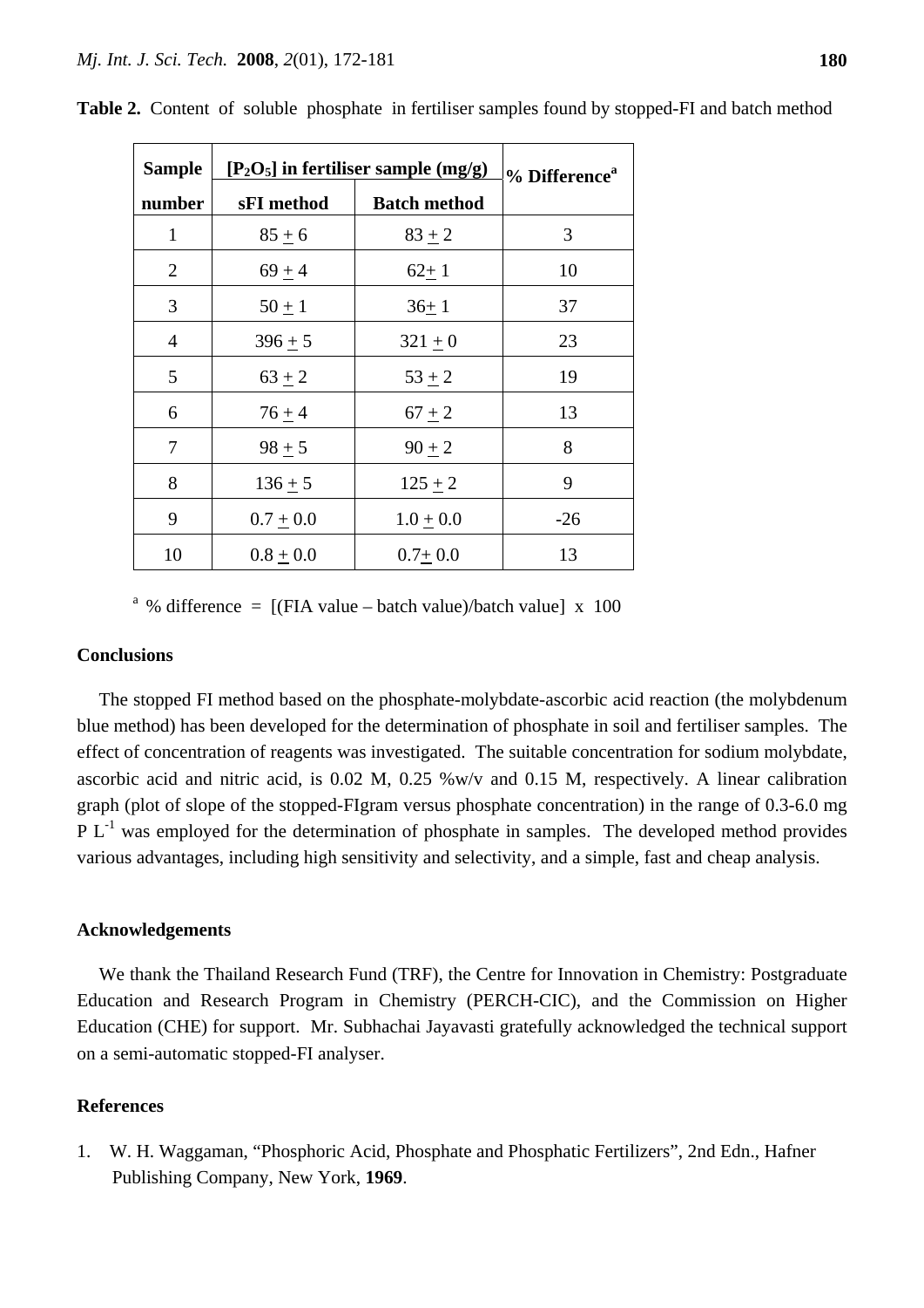**Table 2.** Content of soluble phosphate in fertiliser samples found by stopped-FI and batch method

| Sample number | $[P_2O_5]$ in fertiliser sample (mg/g) | | % Difference[a] |
|---|---|---|---|
| | sFI method | Batch method | |
| 1 | 85 ± 6 | 83 ± 2 | 3 |
| 2 | 69 ± 4 | 62± 1 | 10 |
| 3 | 50 ± 1 | 36± 1 | 37 |
| 4 | 396 ± 5 | 321 ± 0 | 23 |
| 5 | 63 ± 2 | 53 ± 2 | 19 |
| 6 | 76 ± 4 | 67 ± 2 | 13 |
| 7 | 98 ± 5 | 90 ± 2 | 8 |
| 8 | 136 ± 5 | 125 ± 2 | 9 |
| 9 | 0.7 ± 0.0 | 1.0 ± 0.0 | -26 |
| 10 | 0.8 ± 0.0 | 0.7± 0.0 | 13 |

[a] % difference = [(FIA value – batch value)/batch value] x 100

## Conclusions

The stopped FI method based on the phosphate-molybdate-ascorbic acid reaction (the molybdenum blue method) has been developed for the determination of phosphate in soil and fertiliser samples. The effect of concentration of reagents was investigated. The suitable concentration for sodium molybdate, ascorbic acid and nitric acid, is 0.02 M, 0.25 %w/v and 0.15 M, respectively. A linear calibration graph (plot of slope of the stopped-FIgram versus phosphate concentration) in the range of 0.3-6.0 mg P $L^{-1}$ was employed for the determination of phosphate in samples. The developed method provides various advantages, including high sensitivity and selectivity, and a simple, fast and cheap analysis.

## Acknowledgements

We thank the Thailand Research Fund (TRF), the Centre for Innovation in Chemistry: Postgraduate Education and Research Program in Chemistry (PERCH-CIC), and the Commission on Higher Education (CHE) for support. Mr. Subhachai Jayavasti gratefully acknowledged the technical support on a semi-automatic stopped-FI analyser.

## References

1. W. H. Waggaman, "Phosphoric Acid, Phosphate and Phosphatic Fertilizers", 2nd Edn., Hafner Publishing Company, New York, **1969**.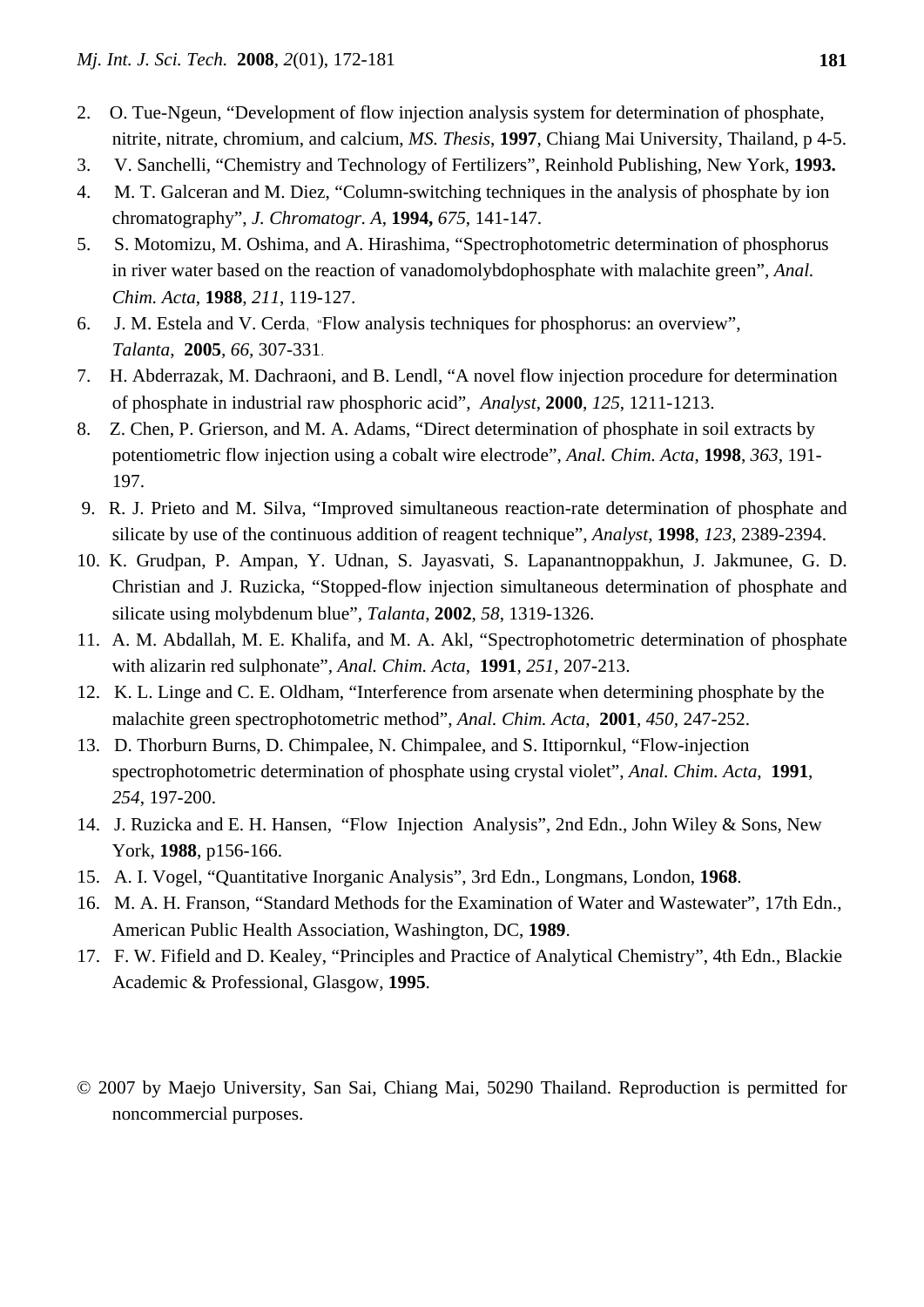2. O. Tue-Ngeun, “Development of flow injection analysis system for determination of phosphate, nitrite, nitrate, chromium, and calcium, *MS. Thesis*, **1997**, Chiang Mai University, Thailand, p 4-5.
3. V. Sanchelli, “Chemistry and Technology of Fertilizers”, Reinhold Publishing, New York, **1993.**
4. M. T. Galceran and M. Diez, “Column-switching techniques in the analysis of phosphate by ion chromatography”, *J. Chromatogr. A*, **1994,** *675*, 141-147.
5. S. Motomizu, M. Oshima, and A. Hirashima, “Spectrophotometric determination of phosphorus in river water based on the reaction of vanadomolybdophosphate with malachite green”, *Anal. Chim. Acta*, **1988**, *211*, 119-127.
6. J. M. Estela and V. Cerda, "Flow analysis techniques for phosphorus: an overview", *Talanta*, **2005**, *66*, 307-331.
7. H. Abderrazak, M. Dachraoni, and B. Lendl, “A novel flow injection procedure for determination of phosphate in industrial raw phosphoric acid”, *Analyst*, **2000**, *125*, 1211-1213.
8. Z. Chen, P. Grierson, and M. A. Adams, “Direct determination of phosphate in soil extracts by potentiometric flow injection using a cobalt wire electrode”, *Anal. Chim. Acta*, **1998**, *363*, 191-197.
9. R. J. Prieto and M. Silva, “Improved simultaneous reaction-rate determination of phosphate and silicate by use of the continuous addition of reagent technique”, *Analyst*, **1998**, *123*, 2389-2394.
10. K. Grudpan, P. Ampan, Y. Udnan, S. Jayasvati, S. Lapanantnoppakhun, J. Jakmunee, G. D. Christian and J. Ruzicka, “Stopped-flow injection simultaneous determination of phosphate and silicate using molybdenum blue”, *Talanta*, **2002**, *58*, 1319-1326.
11. A. M. Abdallah, M. E. Khalifa, and M. A. Akl, “Spectrophotometric determination of phosphate with alizarin red sulphonate”, *Anal. Chim. Acta*, **1991**, *251*, 207-213.
12. K. L. Linge and C. E. Oldham, “Interference from arsenate when determining phosphate by the malachite green spectrophotometric method”, *Anal. Chim. Acta*, **2001**, *450*, 247-252.
13. D. Thorburn Burns, D. Chimpalee, N. Chimpalee, and S. Ittipornkul, “Flow-injection spectrophotometric determination of phosphate using crystal violet”, *Anal. Chim. Acta*, **1991**, *254*, 197-200.
14. J. Ruzicka and E. H. Hansen, “Flow Injection Analysis”, 2nd Edn., John Wiley & Sons, New York, **1988**, p156-166.
15. A. I. Vogel, “Quantitative Inorganic Analysis”, 3rd Edn., Longmans, London, **1968**.
16. M. A. H. Franson, “Standard Methods for the Examination of Water and Wastewater”, 17th Edn., American Public Health Association, Washington, DC, **1989**.
17. F. W. Fifield and D. Kealey, “Principles and Practice of Analytical Chemistry”, 4th Edn., Blackie Academic & Professional, Glasgow, **1995**.

© 2007 by Maejo University, San Sai, Chiang Mai, 50290 Thailand. Reproduction is permitted for noncommercial purposes.